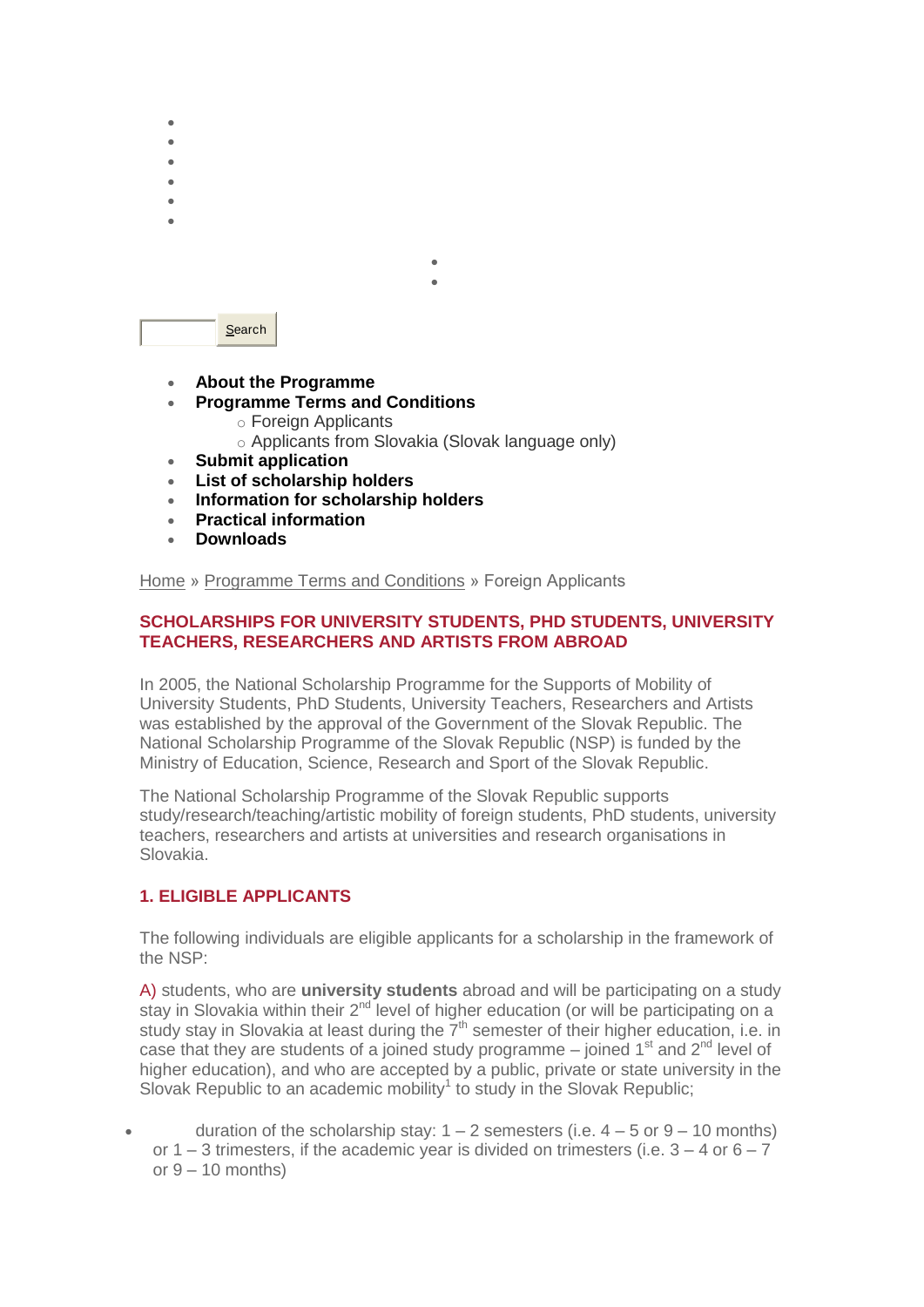- About the Programme
- Programme Terms and Conditions
  - Foreign Applicants
  - Applicants from Slovakia (Slovak language only)
- Submit application
- List of scholarship holders
- Information for scholarship holders
- Practical information
- Downloads

Home » Programme Terms and Conditions » Foreign Applicants

## SCHOLARSHIPS FOR UNIVERSITY STUDENTS, PHD STUDENTS, UNIVERSITY TEACHERS, RESEARCHERS AND ARTISTS FROM ABROAD

In 2005, the National Scholarship Programme for the Supports of Mobility of University Students, PhD Students, University Teachers, Researchers and Artists was established by the approval of the Government of the Slovak Republic. The National Scholarship Programme of the Slovak Republic (NSP) is funded by the Ministry of Education, Science, Research and Sport of the Slovak Republic.

The National Scholarship Programme of the Slovak Republic supports study/research/teaching/artistic mobility of foreign students, PhD students, university teachers, researchers and artists at universities and research organisations in Slovakia.

### 1. ELIGIBLE APPLICANTS

The following individuals are eligible applicants for a scholarship in the framework of the NSP:

A) students, who are **university students** abroad and will be participating on a study stay in Slovakia within their 2nd level of higher education (or will be participating on a study stay in Slovakia at least during the 7th semester of their higher education, i.e. in case that they are students of a joined study programme – joined 1st and 2nd level of higher education), and who are accepted by a public, private or state university in the Slovak Republic to an academic mobility[1] to study in the Slovak Republic;

- duration of the scholarship stay: 1 – 2 semesters (i.e. 4 – 5 or 9 – 10 months) or 1 – 3 trimesters, if the academic year is divided on trimesters (i.e. 3 – 4 or 6 – 7 or 9 – 10 months)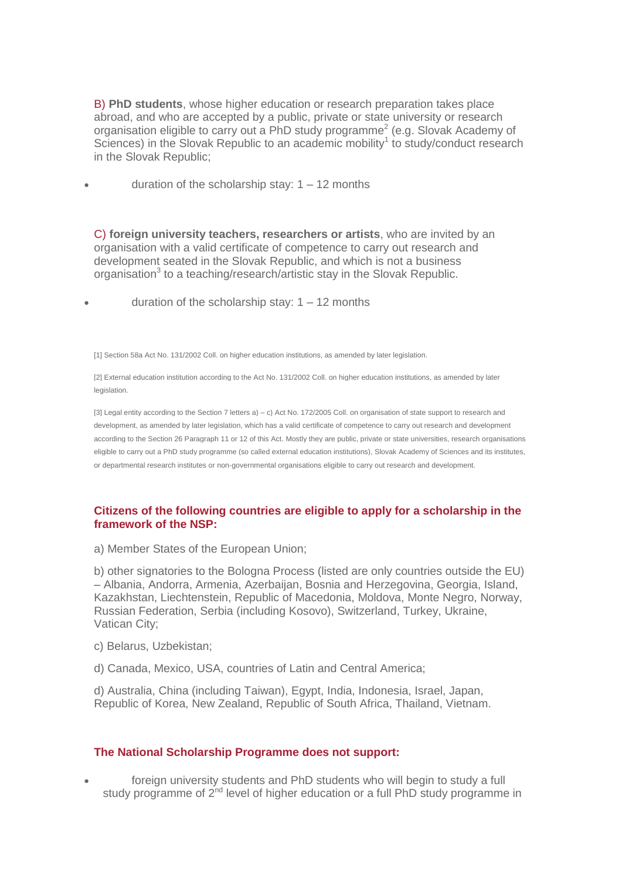B) **PhD students**, whose higher education or research preparation takes place abroad, and who are accepted by a public, private or state university or research organisation eligible to carry out a PhD study programme[2] (e.g. Slovak Academy of Sciences) in the Slovak Republic to an academic mobility[1] to study/conduct research in the Slovak Republic;

- duration of the scholarship stay: 1 – 12 months

C) **foreign university teachers, researchers or artists**, who are invited by an organisation with a valid certificate of competence to carry out research and development seated in the Slovak Republic, and which is not a business organisation[3] to a teaching/research/artistic stay in the Slovak Republic.

- duration of the scholarship stay: 1 – 12 months

[1] Section 58a Act No. 131/2002 Coll. on higher education institutions, as amended by later legislation.

[2] External education institution according to the Act No. 131/2002 Coll. on higher education institutions, as amended by later legislation.

[3] Legal entity according to the Section 7 letters a) – c) Act No. 172/2005 Coll. on organisation of state support to research and development, as amended by later legislation, which has a valid certificate of competence to carry out research and development according to the Section 26 Paragraph 11 or 12 of this Act. Mostly they are public, private or state universities, research organisations eligible to carry out a PhD study programme (so called external education institutions), Slovak Academy of Sciences and its institutes, or departmental research institutes or non-governmental organisations eligible to carry out research and development.

### Citizens of the following countries are eligible to apply for a scholarship in the framework of the NSP:

a) Member States of the European Union;

b) other signatories to the Bologna Process (listed are only countries outside the EU) – Albania, Andorra, Armenia, Azerbaijan, Bosnia and Herzegovina, Georgia, Island, Kazakhstan, Liechtenstein, Republic of Macedonia, Moldova, Monte Negro, Norway, Russian Federation, Serbia (including Kosovo), Switzerland, Turkey, Ukraine, Vatican City;

c) Belarus, Uzbekistan;

d) Canada, Mexico, USA, countries of Latin and Central America;

d) Australia, China (including Taiwan), Egypt, India, Indonesia, Israel, Japan, Republic of Korea, New Zealand, Republic of South Africa, Thailand, Vietnam.

### The National Scholarship Programme does not support:

- foreign university students and PhD students who will begin to study a full study programme of 2nd level of higher education or a full PhD study programme in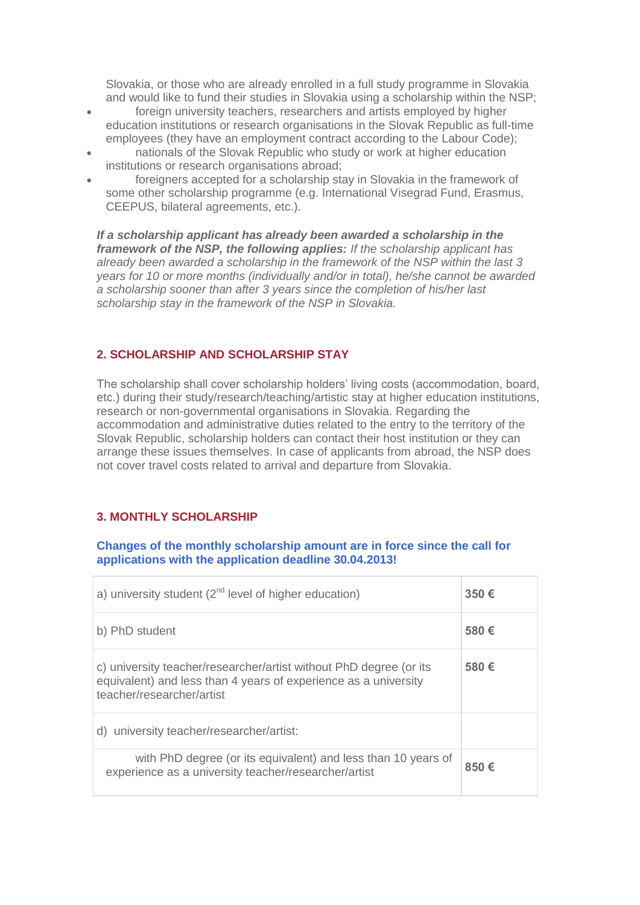Slovakia, or those who are already enrolled in a full study programme in Slovakia and would like to fund their studies in Slovakia using a scholarship within the NSP;

- foreign university teachers, researchers and artists employed by higher education institutions or research organisations in the Slovak Republic as full-time employees (they have an employment contract according to the Labour Code);
- nationals of the Slovak Republic who study or work at higher education institutions or research organisations abroad;
- foreigners accepted for a scholarship stay in Slovakia in the framework of some other scholarship programme (e.g. International Visegrad Fund, Erasmus, CEEPUS, bilateral agreements, etc.).

***If a scholarship applicant has already been awarded a scholarship in the framework of the NSP, the following applies:*** *If the scholarship applicant has already been awarded a scholarship in the framework of the NSP within the last 3 years for 10 or more months (individually and/or in total), he/she cannot be awarded a scholarship sooner than after 3 years since the completion of his/her last scholarship stay in the framework of the NSP in Slovakia.*

## 2. SCHOLARSHIP AND SCHOLARSHIP STAY

The scholarship shall cover scholarship holders' living costs (accommodation, board, etc.) during their study/research/teaching/artistic stay at higher education institutions, research or non-governmental organisations in Slovakia. Regarding the accommodation and administrative duties related to the entry to the territory of the Slovak Republic, scholarship holders can contact their host institution or they can arrange these issues themselves. In case of applicants from abroad, the NSP does not cover travel costs related to arrival and departure from Slovakia.

## 3. MONTHLY SCHOLARSHIP

**Changes of the monthly scholarship amount are in force since the call for applications with the application deadline 30.04.2013!**

| | |
|---|---|
| a) university student (2nd level of higher education) | **350 €** |
| b) PhD student | **580 €** |
| c) university teacher/researcher/artist without PhD degree (or its equivalent) and less than 4 years of experience as a university teacher/researcher/artist | **580 €** |
| d) university teacher/researcher/artist: | |
| with PhD degree (or its equivalent) and less than 10 years of experience as a university teacher/researcher/artist | **850 €** |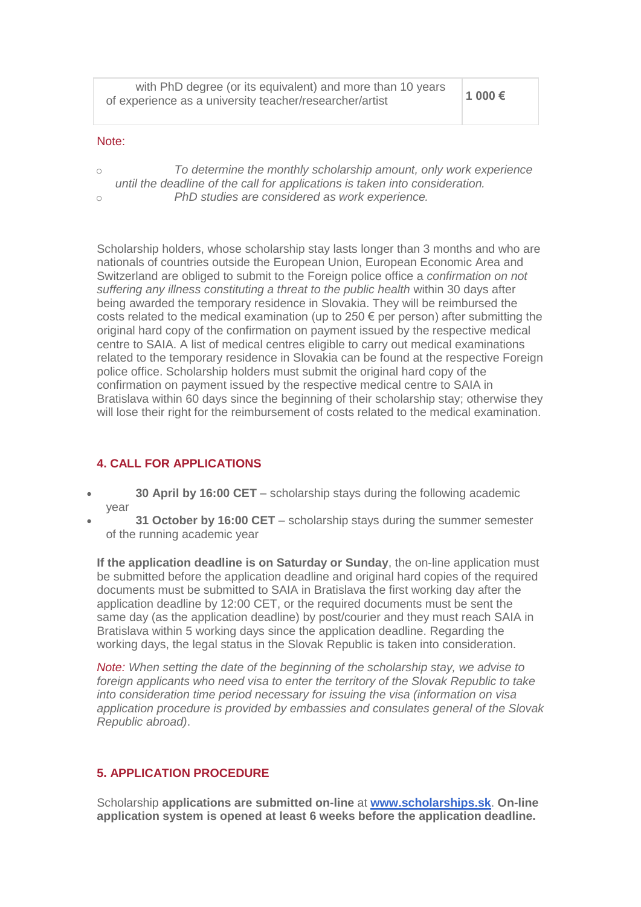| | |
|---|---|
| with PhD degree (or its equivalent) and more than 10 years of experience as a university teacher/researcher/artist | **1 000 €** |

Note:

- *To determine the monthly scholarship amount, only work experience until the deadline of the call for applications is taken into consideration.*
- *PhD studies are considered as work experience.*

Scholarship holders, whose scholarship stay lasts longer than 3 months and who are nationals of countries outside the European Union, European Economic Area and Switzerland are obliged to submit to the Foreign police office a *confirmation on not suffering any illness constituting a threat to the public health* within 30 days after being awarded the temporary residence in Slovakia. They will be reimbursed the costs related to the medical examination (up to 250 € per person) after submitting the original hard copy of the confirmation on payment issued by the respective medical centre to SAIA. A list of medical centres eligible to carry out medical examinations related to the temporary residence in Slovakia can be found at the respective Foreign police office. Scholarship holders must submit the original hard copy of the confirmation on payment issued by the respective medical centre to SAIA in Bratislava within 60 days since the beginning of their scholarship stay; otherwise they will lose their right for the reimbursement of costs related to the medical examination.

## 4. CALL FOR APPLICATIONS

- **30 April by 16:00 CET** – scholarship stays during the following academic year
- **31 October by 16:00 CET** – scholarship stays during the summer semester of the running academic year

**If the application deadline is on Saturday or Sunday**, the on-line application must be submitted before the application deadline and original hard copies of the required documents must be submitted to SAIA in Bratislava the first working day after the application deadline by 12:00 CET, or the required documents must be sent the same day (as the application deadline) by post/courier and they must reach SAIA in Bratislava within 5 working days since the application deadline. Regarding the working days, the legal status in the Slovak Republic is taken into consideration.

*Note: When setting the date of the beginning of the scholarship stay, we advise to foreign applicants who need visa to enter the territory of the Slovak Republic to take into consideration time period necessary for issuing the visa (information on visa application procedure is provided by embassies and consulates general of the Slovak Republic abroad)*.

## 5. APPLICATION PROCEDURE

Scholarship **applications are submitted on-line** at [www.scholarships.sk](http://www.scholarships.sk). **On-line application system is opened at least 6 weeks before the application deadline.**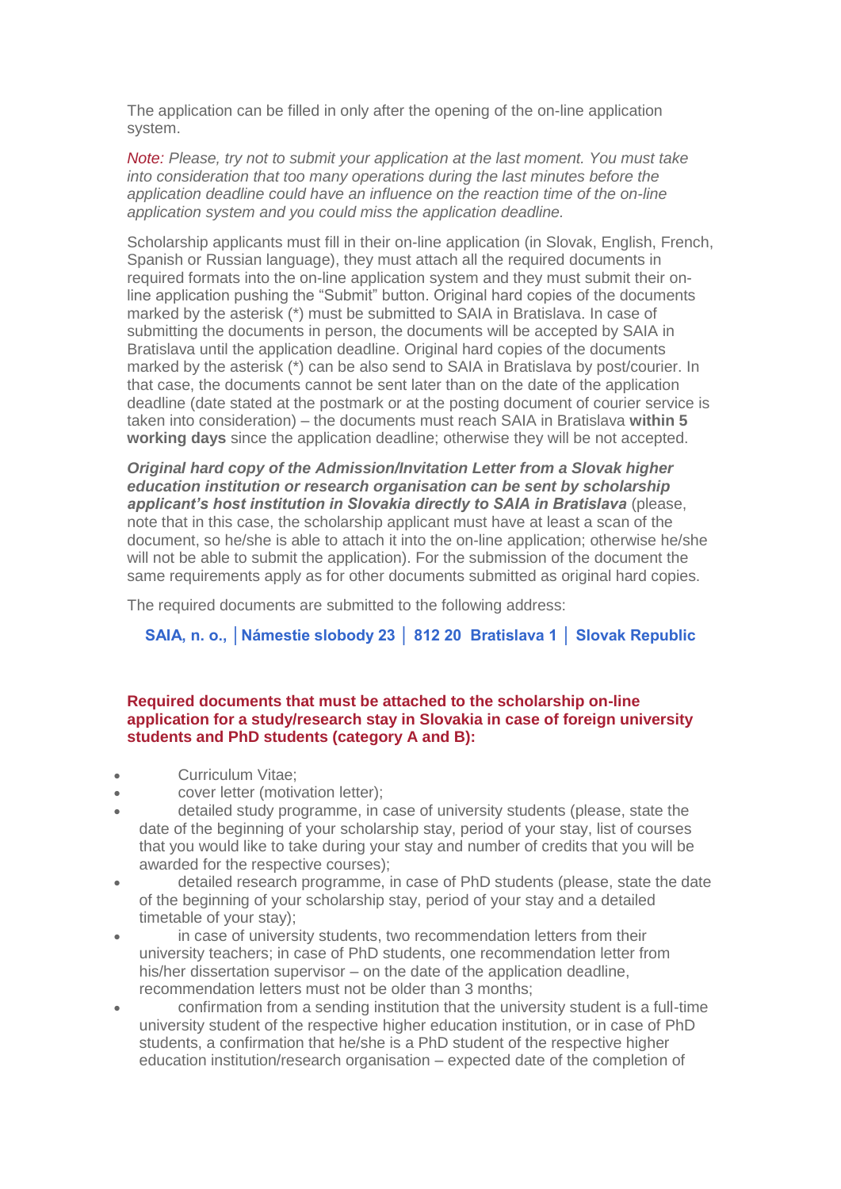The application can be filled in only after the opening of the on-line application system.

*Note: Please, try not to submit your application at the last moment. You must take into consideration that too many operations during the last minutes before the application deadline could have an influence on the reaction time of the on-line application system and you could miss the application deadline.*

Scholarship applicants must fill in their on-line application (in Slovak, English, French, Spanish or Russian language), they must attach all the required documents in required formats into the on-line application system and they must submit their on-line application pushing the "Submit" button. Original hard copies of the documents marked by the asterisk (*) must be submitted to SAIA in Bratislava. In case of submitting the documents in person, the documents will be accepted by SAIA in Bratislava until the application deadline. Original hard copies of the documents marked by the asterisk (*) can be also send to SAIA in Bratislava by post/courier. In that case, the documents cannot be sent later than on the date of the application deadline (date stated at the postmark or at the posting document of courier service is taken into consideration) – the documents must reach SAIA in Bratislava **within 5 working days** since the application deadline; otherwise they will be not accepted.

***Original hard copy of the Admission/Invitation Letter from a Slovak higher education institution or research organisation can be sent by scholarship applicant's host institution in Slovakia directly to SAIA in Bratislava*** (please, note that in this case, the scholarship applicant must have at least a scan of the document, so he/she is able to attach it into the on-line application; otherwise he/she will not be able to submit the application). For the submission of the document the same requirements apply as for other documents submitted as original hard copies.

The required documents are submitted to the following address:

**SAIA, n. o., │Námestie slobody 23 │ 812 20 Bratislava 1 │ Slovak Republic**

**Required documents that must be attached to the scholarship on-line application for a study/research stay in Slovakia in case of foreign university students and PhD students (category A and B):**

- Curriculum Vitae;
- cover letter (motivation letter);
- detailed study programme, in case of university students (please, state the date of the beginning of your scholarship stay, period of your stay, list of courses that you would like to take during your stay and number of credits that you will be awarded for the respective courses);
- detailed research programme, in case of PhD students (please, state the date of the beginning of your scholarship stay, period of your stay and a detailed timetable of your stay);
- in case of university students, two recommendation letters from their university teachers; in case of PhD students, one recommendation letter from his/her dissertation supervisor – on the date of the application deadline, recommendation letters must not be older than 3 months;
- confirmation from a sending institution that the university student is a full-time university student of the respective higher education institution, or in case of PhD students, a confirmation that he/she is a PhD student of the respective higher education institution/research organisation – expected date of the completion of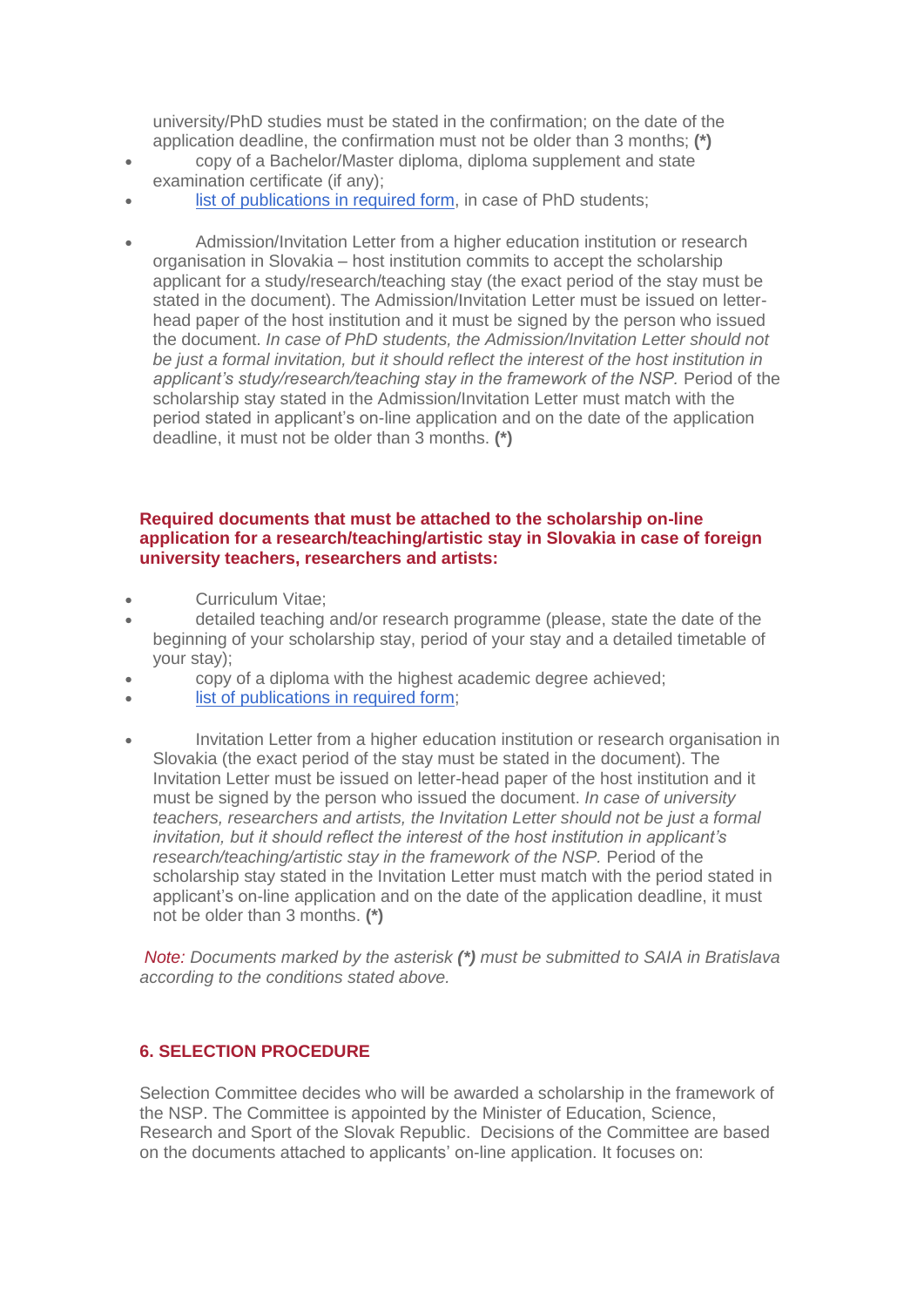university/PhD studies must be stated in the confirmation; on the date of the application deadline, the confirmation must not be older than 3 months; **(*)**

- copy of a Bachelor/Master diploma, diploma supplement and state examination certificate (if any);
- list of publications in required form, in case of PhD students;
- Admission/Invitation Letter from a higher education institution or research organisation in Slovakia – host institution commits to accept the scholarship applicant for a study/research/teaching stay (the exact period of the stay must be stated in the document). The Admission/Invitation Letter must be issued on letter-head paper of the host institution and it must be signed by the person who issued the document. *In case of PhD students, the Admission/Invitation Letter should not be just a formal invitation, but it should reflect the interest of the host institution in applicant's study/research/teaching stay in the framework of the NSP.* Period of the scholarship stay stated in the Admission/Invitation Letter must match with the period stated in applicant's on-line application and on the date of the application deadline, it must not be older than 3 months. **(*)**

**Required documents that must be attached to the scholarship on-line application for a research/teaching/artistic stay in Slovakia in case of foreign university teachers, researchers and artists:**

- Curriculum Vitae;
- detailed teaching and/or research programme (please, state the date of the beginning of your scholarship stay, period of your stay and a detailed timetable of your stay);
- copy of a diploma with the highest academic degree achieved;
- list of publications in required form;
- Invitation Letter from a higher education institution or research organisation in Slovakia (the exact period of the stay must be stated in the document). The Invitation Letter must be issued on letter-head paper of the host institution and it must be signed by the person who issued the document. *In case of university teachers, researchers and artists, the Invitation Letter should not be just a formal invitation, but it should reflect the interest of the host institution in applicant's research/teaching/artistic stay in the framework of the NSP.* Period of the scholarship stay stated in the Invitation Letter must match with the period stated in applicant's on-line application and on the date of the application deadline, it must not be older than 3 months. **(*)**

*Note: Documents marked by the asterisk **(*)** must be submitted to SAIA in Bratislava according to the conditions stated above.*

## 6. SELECTION PROCEDURE

Selection Committee decides who will be awarded a scholarship in the framework of the NSP. The Committee is appointed by the Minister of Education, Science, Research and Sport of the Slovak Republic. Decisions of the Committee are based on the documents attached to applicants' on-line application. It focuses on: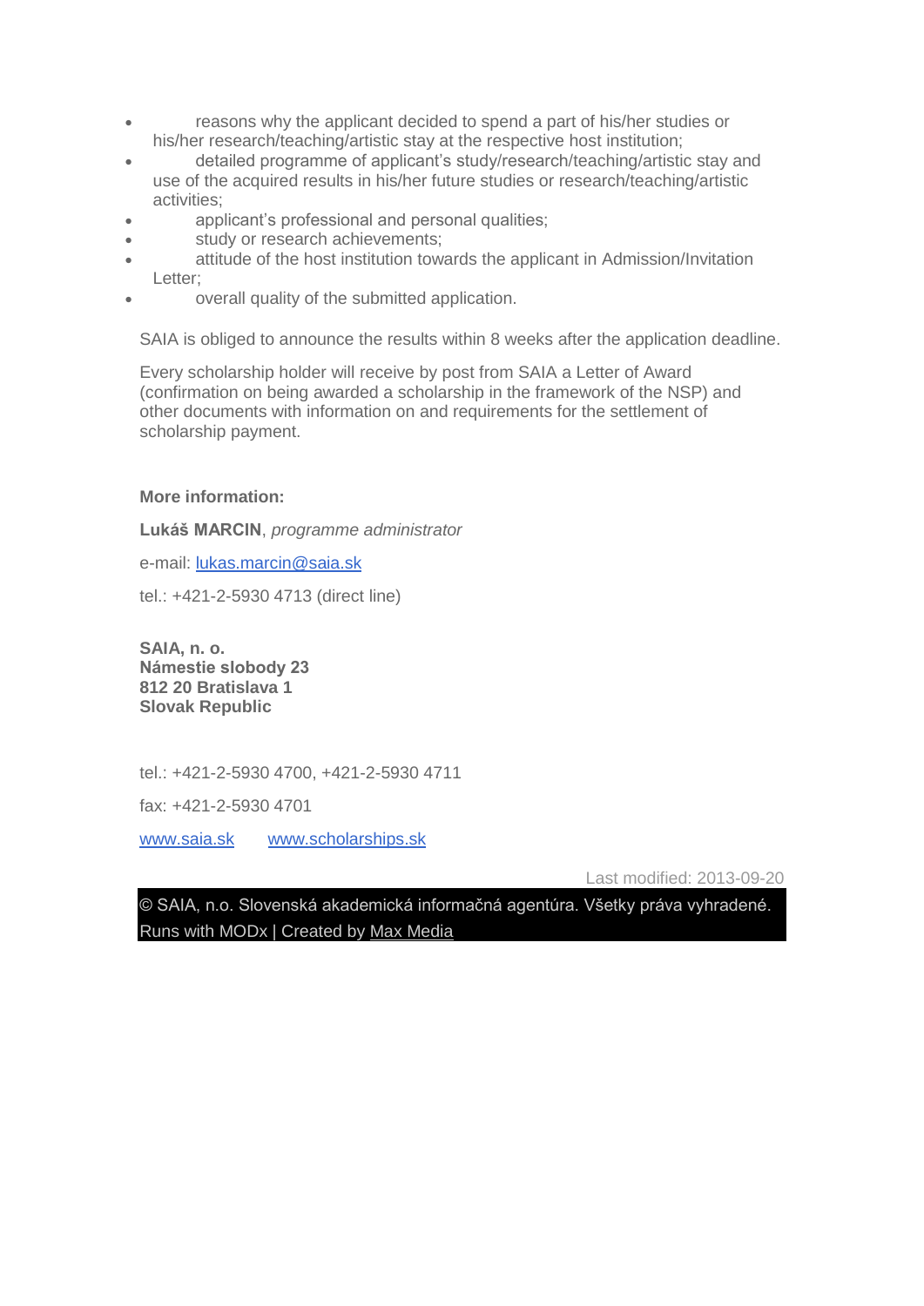- reasons why the applicant decided to spend a part of his/her studies or his/her research/teaching/artistic stay at the respective host institution;
- detailed programme of applicant's study/research/teaching/artistic stay and use of the acquired results in his/her future studies or research/teaching/artistic activities;
- applicant's professional and personal qualities;
- study or research achievements;
- attitude of the host institution towards the applicant in Admission/Invitation Letter;
- overall quality of the submitted application.

SAIA is obliged to announce the results within 8 weeks after the application deadline.

Every scholarship holder will receive by post from SAIA a Letter of Award (confirmation on being awarded a scholarship in the framework of the NSP) and other documents with information on and requirements for the settlement of scholarship payment.

**More information:**

**Lukáš MARCIN**, *programme administrator*

e-mail: lukas.marcin@saia.sk

tel.: +421-2-5930 4713 (direct line)

**SAIA, n. o.**
**Námestie slobody 23**
**812 20 Bratislava 1**
**Slovak Republic**

tel.: +421-2-5930 4700, +421-2-5930 4711

fax: +421-2-5930 4701

www.saia.sk www.scholarships.sk

Last modified: 2013-09-20

© SAIA, n.o. Slovenská akademická informačná agentúra. Všetky práva vyhradené.
Runs with MODx | Created by Max Media